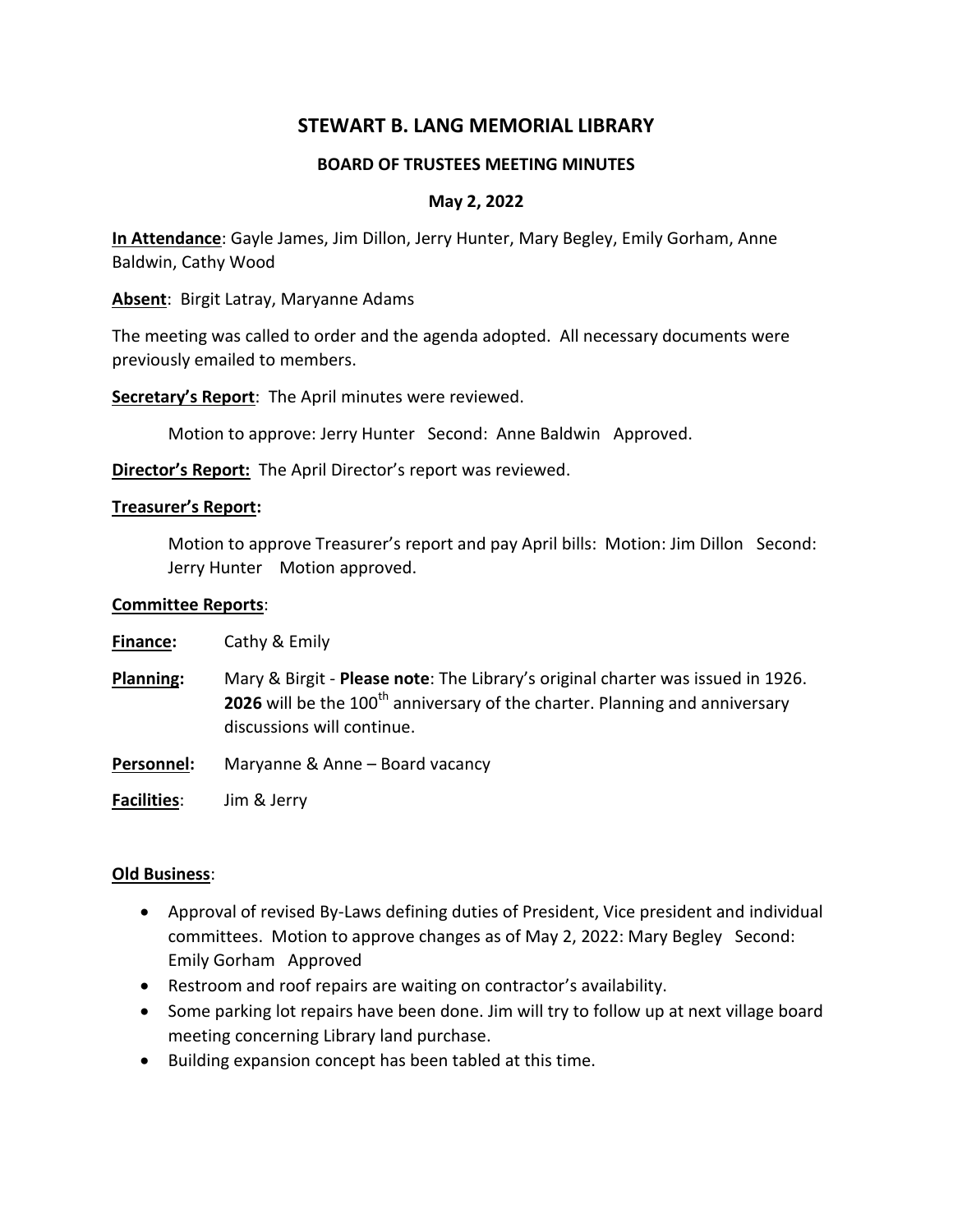# STEWART B. LANG MEMORIAL LIBRARY

## BOARD OF TRUSTEES MEETING MINUTES

### May 2, 2022

**In Attendance**: Gayle James, Jim Dillon, Jerry Hunter, Mary Begley, Emily Gorham, Anne Baldwin, Cathy Wood

**Absent**: Birgit Latray, Maryanne Adams

The meeting was called to order and the agenda adopted. All necessary documents were previously emailed to members.

**Secretary's Report**: The April minutes were reviewed.

Motion to approve: Jerry Hunter Second: Anne Baldwin Approved.

**Director's Report:** The April Director's report was reviewed.

**Treasurer's Report:**

Motion to approve Treasurer's report and pay April bills: Motion: Jim Dillon Second: Jerry Hunter Motion approved.

**Committee Reports**:

**Finance:** Cathy & Emily

**Planning:** Mary & Birgit - **Please note**: The Library's original charter was issued in 1926. **2026** will be the 100th anniversary of the charter. Planning and anniversary discussions will continue.

**Personnel:** Maryanne & Anne – Board vacancy

**Facilities**: Jim & Jerry

**Old Business**:

- Approval of revised By-Laws defining duties of President, Vice president and individual committees. Motion to approve changes as of May 2, 2022: Mary Begley Second: Emily Gorham Approved
- Restroom and roof repairs are waiting on contractor's availability.
- Some parking lot repairs have been done. Jim will try to follow up at next village board meeting concerning Library land purchase.
- Building expansion concept has been tabled at this time.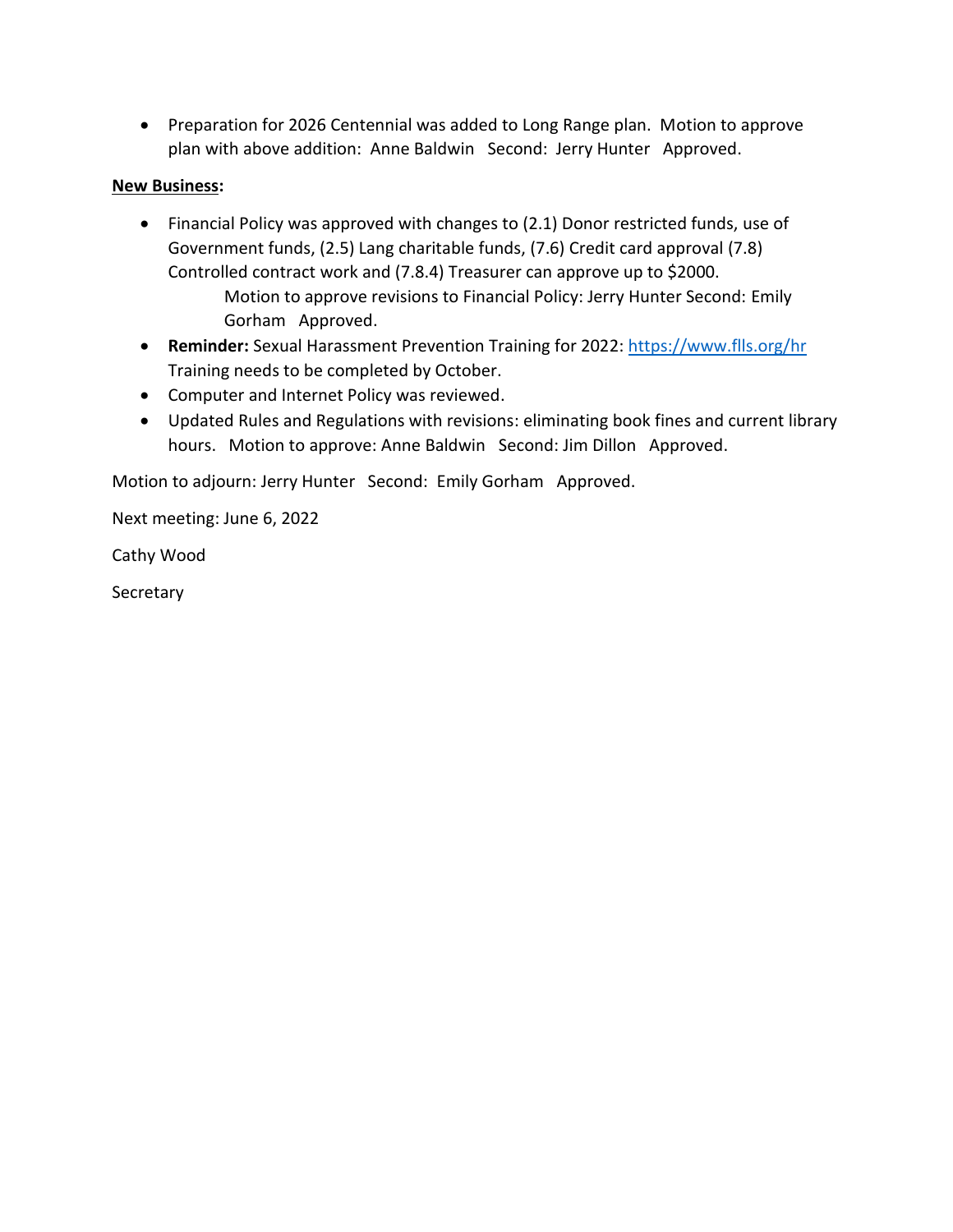- Preparation for 2026 Centennial was added to Long Range plan. Motion to approve plan with above addition: Anne Baldwin Second: Jerry Hunter Approved.

**<u>New Business</u>:**

- Financial Policy was approved with changes to (2.1) Donor restricted funds, use of Government funds, (2.5) Lang charitable funds, (7.6) Credit card approval (7.8) Controlled contract work and (7.8.4) Treasurer can approve up to $2000.
  
  Motion to approve revisions to Financial Policy: Jerry Hunter Second: Emily Gorham Approved.
- **Reminder:** Sexual Harassment Prevention Training for 2022: [https://www.flls.org/hr](https://www.flls.org/hr) Training needs to be completed by October.
- Computer and Internet Policy was reviewed.
- Updated Rules and Regulations with revisions: eliminating book fines and current library hours. Motion to approve: Anne Baldwin Second: Jim Dillon Approved.

Motion to adjourn: Jerry Hunter Second: Emily Gorham Approved.

Next meeting: June 6, 2022

Cathy Wood

Secretary